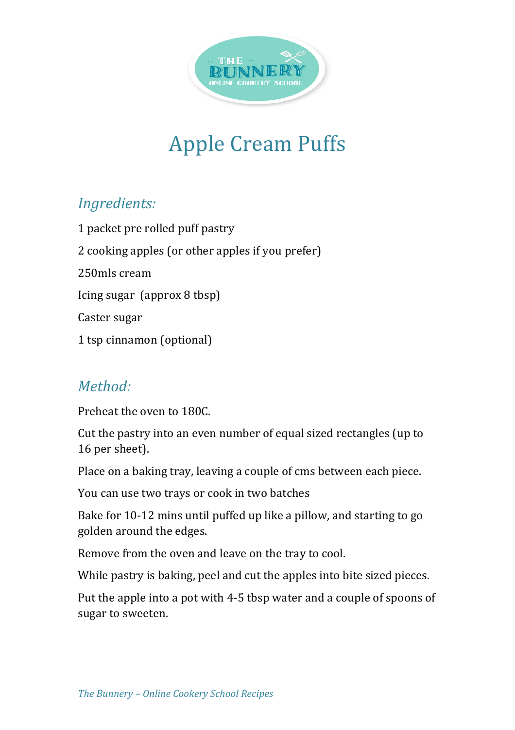# Apple Cream Puffs

## *Ingredients:*

1 packet pre rolled puff pastry

2 cooking apples (or other apples if you prefer)

250mls cream

Icing sugar (approx 8 tbsp)

Caster sugar

1 tsp cinnamon (optional)

## *Method:*

Preheat the oven to 180C.

Cut the pastry into an even number of equal sized rectangles (up to 16 per sheet).

Place on a baking tray, leaving a couple of cms between each piece.

You can use two trays or cook in two batches

Bake for 10-12 mins until puffed up like a pillow, and starting to go golden around the edges.

Remove from the oven and leave on the tray to cool.

While pastry is baking, peel and cut the apples into bite sized pieces.

Put the apple into a pot with 4-5 tbsp water and a couple of spoons of sugar to sweeten.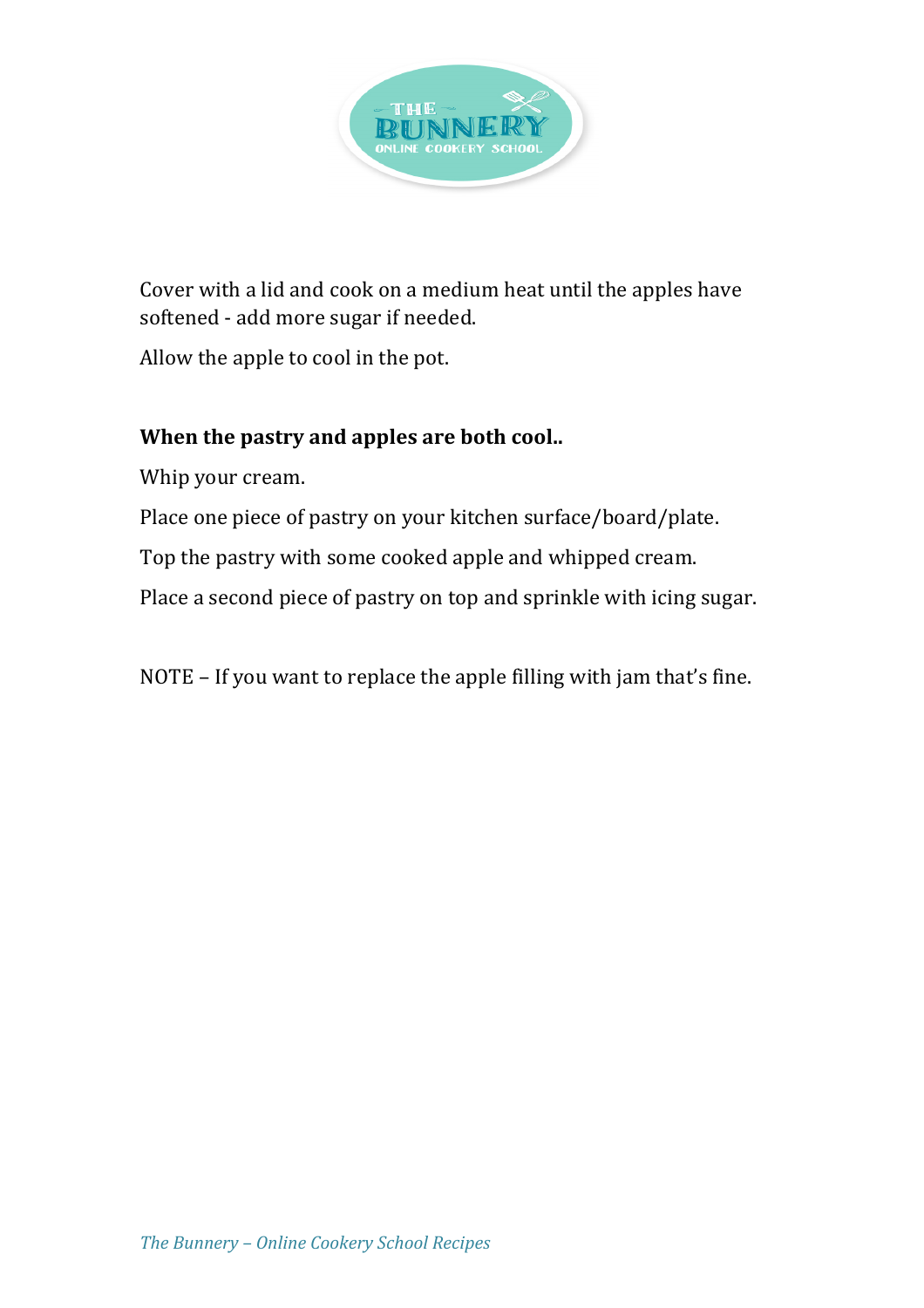Cover with a lid and cook on a medium heat until the apples have softened - add more sugar if needed.

Allow the apple to cool in the pot.

**When the pastry and apples are both cool..**

Whip your cream.

Place one piece of pastry on your kitchen surface/board/plate.

Top the pastry with some cooked apple and whipped cream.

Place a second piece of pastry on top and sprinkle with icing sugar.

NOTE – If you want to replace the apple filling with jam that's fine.